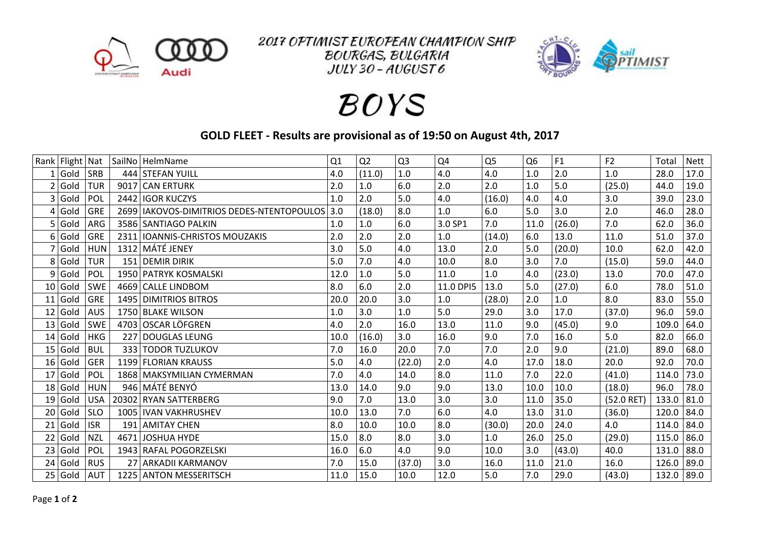# 2017 OPTIMIST EUROPEAN CHAMPION SHIP
## BOURGAS, BULGARIA
## JULY 30 – AUGUST 6

# BOYS

## GOLD FLEET - Results are provisional as of 19:50 on August 4th, 2017

| Rank | Flight | Nat | SailNo | HelmName | Q1 | Q2 | Q3 | Q4 | Q5 | Q6 | F1 | F2 | Total | Nett |
|---|---|---|---|---|---|---|---|---|---|---|---|---|---|---|
| 1 | Gold | SRB | 444 | STEFAN YUILL | 4.0 | (11.0) | 1.0 | 4.0 | 4.0 | 1.0 | 2.0 | 1.0 | 28.0 | 17.0 |
| 2 | Gold | TUR | 9017 | CAN ERTURK | 2.0 | 1.0 | 6.0 | 2.0 | 2.0 | 1.0 | 5.0 | (25.0) | 44.0 | 19.0 |
| 3 | Gold | POL | 2442 | IGOR KUCZYS | 1.0 | 2.0 | 5.0 | 4.0 | (16.0) | 4.0 | 4.0 | 3.0 | 39.0 | 23.0 |
| 4 | Gold | GRE | 2699 | IAKOVOS-DIMITRIOS DEDES-NTENTOPOULOS | 3.0 | (18.0) | 8.0 | 1.0 | 6.0 | 5.0 | 3.0 | 2.0 | 46.0 | 28.0 |
| 5 | Gold | ARG | 3586 | SANTIAGO PALKIN | 1.0 | 1.0 | 6.0 | 3.0 SP1 | 7.0 | 11.0 | (26.0) | 7.0 | 62.0 | 36.0 |
| 6 | Gold | GRE | 2311 | IOANNIS-CHRISTOS MOUZAKIS | 2.0 | 2.0 | 2.0 | 1.0 | (14.0) | 6.0 | 13.0 | 11.0 | 51.0 | 37.0 |
| 7 | Gold | HUN | 1312 | MÁTÉ JENEY | 3.0 | 5.0 | 4.0 | 13.0 | 2.0 | 5.0 | (20.0) | 10.0 | 62.0 | 42.0 |
| 8 | Gold | TUR | 151 | DEMIR DIRIK | 5.0 | 7.0 | 4.0 | 10.0 | 8.0 | 3.0 | 7.0 | (15.0) | 59.0 | 44.0 |
| 9 | Gold | POL | 1950 | PATRYK KOSMALSKI | 12.0 | 1.0 | 5.0 | 11.0 | 1.0 | 4.0 | (23.0) | 13.0 | 70.0 | 47.0 |
| 10 | Gold | SWE | 4669 | CALLE LINDBOM | 8.0 | 6.0 | 2.0 | 11.0 DPI5 | 13.0 | 5.0 | (27.0) | 6.0 | 78.0 | 51.0 |
| 11 | Gold | GRE | 1495 | DIMITRIOS BITROS | 20.0 | 20.0 | 3.0 | 1.0 | (28.0) | 2.0 | 1.0 | 8.0 | 83.0 | 55.0 |
| 12 | Gold | AUS | 1750 | BLAKE WILSON | 1.0 | 3.0 | 1.0 | 5.0 | 29.0 | 3.0 | 17.0 | (37.0) | 96.0 | 59.0 |
| 13 | Gold | SWE | 4703 | OSCAR LÖFGREN | 4.0 | 2.0 | 16.0 | 13.0 | 11.0 | 9.0 | (45.0) | 9.0 | 109.0 | 64.0 |
| 14 | Gold | HKG | 227 | DOUGLAS LEUNG | 10.0 | (16.0) | 3.0 | 16.0 | 9.0 | 7.0 | 16.0 | 5.0 | 82.0 | 66.0 |
| 15 | Gold | BUL | 333 | TODOR TUZLUKOV | 7.0 | 16.0 | 20.0 | 7.0 | 7.0 | 2.0 | 9.0 | (21.0) | 89.0 | 68.0 |
| 16 | Gold | GER | 1199 | FLORIAN KRAUSS | 5.0 | 4.0 | (22.0) | 2.0 | 4.0 | 17.0 | 18.0 | 20.0 | 92.0 | 70.0 |
| 17 | Gold | POL | 1868 | MAKSYMILIAN CYMERMAN | 7.0 | 4.0 | 14.0 | 8.0 | 11.0 | 7.0 | 22.0 | (41.0) | 114.0 | 73.0 |
| 18 | Gold | HUN | 946 | MÁTÉ BENYÓ | 13.0 | 14.0 | 9.0 | 9.0 | 13.0 | 10.0 | 10.0 | (18.0) | 96.0 | 78.0 |
| 19 | Gold | USA | 20302 | RYAN SATTERBERG | 9.0 | 7.0 | 13.0 | 3.0 | 3.0 | 11.0 | 35.0 | (52.0 RET) | 133.0 | 81.0 |
| 20 | Gold | SLO | 1005 | IVAN VAKHRUSHEV | 10.0 | 13.0 | 7.0 | 6.0 | 4.0 | 13.0 | 31.0 | (36.0) | 120.0 | 84.0 |
| 21 | Gold | ISR | 191 | AMITAY CHEN | 8.0 | 10.0 | 10.0 | 8.0 | (30.0) | 20.0 | 24.0 | 4.0 | 114.0 | 84.0 |
| 22 | Gold | NZL | 4671 | JOSHUA HYDE | 15.0 | 8.0 | 8.0 | 3.0 | 1.0 | 26.0 | 25.0 | (29.0) | 115.0 | 86.0 |
| 23 | Gold | POL | 1943 | RAFAL POGORZELSKI | 16.0 | 6.0 | 4.0 | 9.0 | 10.0 | 3.0 | (43.0) | 40.0 | 131.0 | 88.0 |
| 24 | Gold | RUS | 27 | ARKADII KARMANOV | 7.0 | 15.0 | (37.0) | 3.0 | 16.0 | 11.0 | 21.0 | 16.0 | 126.0 | 89.0 |
| 25 | Gold | AUT | 1225 | ANTON MESSERITSCH | 11.0 | 15.0 | 10.0 | 12.0 | 5.0 | 7.0 | 29.0 | (43.0) | 132.0 | 89.0 |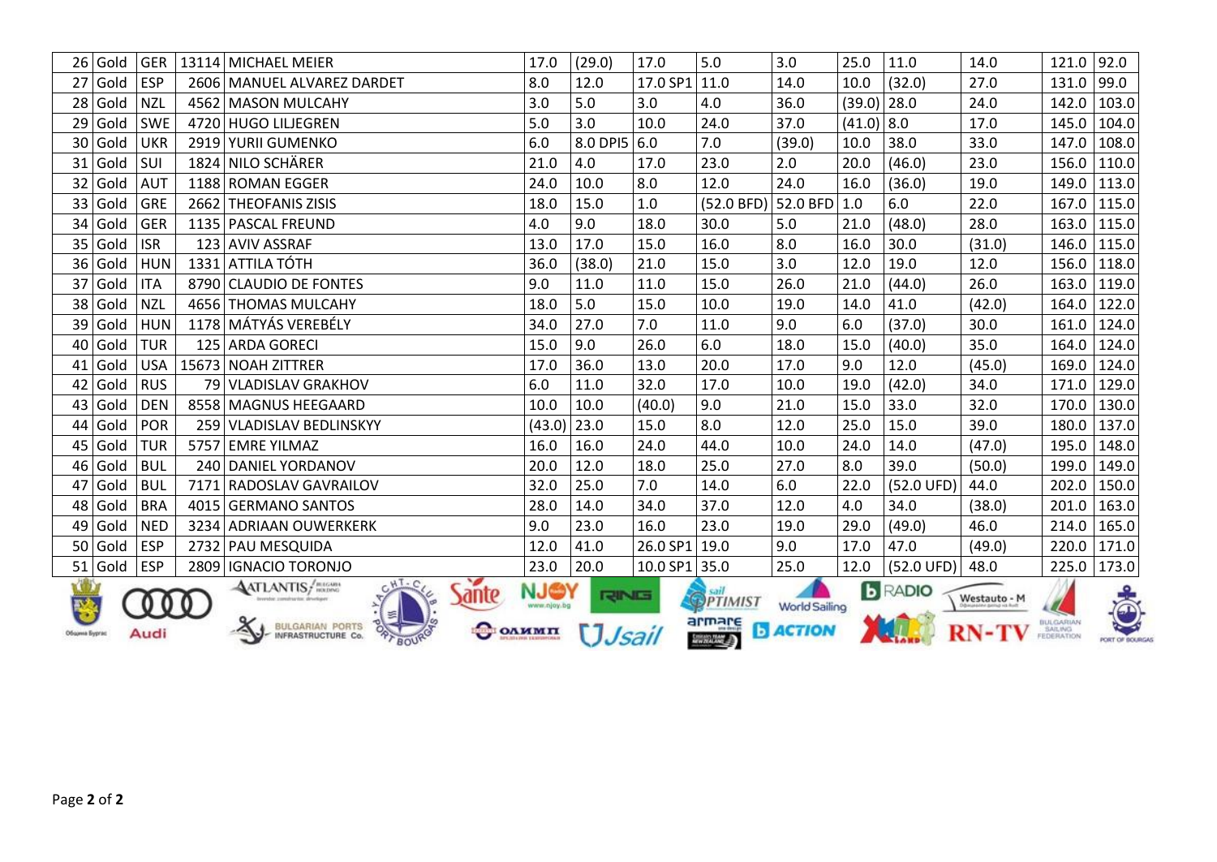| | | | | | | | | | | | | | | | |
|---|---|---|---|---|---|---|---|---|---|---|---|---|---|---|---|
| 26 | Gold | GER | 13114 | MICHAEL MEIER | 17.0 | (29.0) | 17.0 | 5.0 | 3.0 | 25.0 | 11.0 | 14.0 | 121.0 | 92.0 |
| 27 | Gold | ESP | 2606 | MANUEL ALVAREZ DARDET | 8.0 | 12.0 | 17.0 SP1 | 11.0 | 14.0 | 10.0 | (32.0) | 27.0 | 131.0 | 99.0 |
| 28 | Gold | NZL | 4562 | MASON MULCAHY | 3.0 | 5.0 | 3.0 | 4.0 | 36.0 | (39.0) | 28.0 | 24.0 | 142.0 | 103.0 |
| 29 | Gold | SWE | 4720 | HUGO LILJEGREN | 5.0 | 3.0 | 10.0 | 24.0 | 37.0 | (41.0) | 8.0 | 17.0 | 145.0 | 104.0 |
| 30 | Gold | UKR | 2919 | YURII GUMENKO | 6.0 | 8.0 DPI5 | 6.0 | 7.0 | (39.0) | 10.0 | 38.0 | 33.0 | 147.0 | 108.0 |
| 31 | Gold | SUI | 1824 | NILO SCHÄRER | 21.0 | 4.0 | 17.0 | 23.0 | 2.0 | 20.0 | (46.0) | 23.0 | 156.0 | 110.0 |
| 32 | Gold | AUT | 1188 | ROMAN EGGER | 24.0 | 10.0 | 8.0 | 12.0 | 24.0 | 16.0 | (36.0) | 19.0 | 149.0 | 113.0 |
| 33 | Gold | GRE | 2662 | THEOFANIS ZISIS | 18.0 | 15.0 | 1.0 | (52.0 BFD) | 52.0 BFD | 1.0 | 6.0 | 22.0 | 167.0 | 115.0 |
| 34 | Gold | GER | 1135 | PASCAL FREUND | 4.0 | 9.0 | 18.0 | 30.0 | 5.0 | 21.0 | (48.0) | 28.0 | 163.0 | 115.0 |
| 35 | Gold | ISR | 123 | AVIV ASSRAF | 13.0 | 17.0 | 15.0 | 16.0 | 8.0 | 16.0 | 30.0 | (31.0) | 146.0 | 115.0 |
| 36 | Gold | HUN | 1331 | ATTILA TÓTH | 36.0 | (38.0) | 21.0 | 15.0 | 3.0 | 12.0 | 19.0 | 12.0 | 156.0 | 118.0 |
| 37 | Gold | ITA | 8790 | CLAUDIO DE FONTES | 9.0 | 11.0 | 11.0 | 15.0 | 26.0 | 21.0 | (44.0) | 26.0 | 163.0 | 119.0 |
| 38 | Gold | NZL | 4656 | THOMAS MULCAHY | 18.0 | 5.0 | 15.0 | 10.0 | 19.0 | 14.0 | 41.0 | (42.0) | 164.0 | 122.0 |
| 39 | Gold | HUN | 1178 | MÁTYÁS VEREBÉLY | 34.0 | 27.0 | 7.0 | 11.0 | 9.0 | 6.0 | (37.0) | 30.0 | 161.0 | 124.0 |
| 40 | Gold | TUR | 125 | ARDA GORECI | 15.0 | 9.0 | 26.0 | 6.0 | 18.0 | 15.0 | (40.0) | 35.0 | 164.0 | 124.0 |
| 41 | Gold | USA | 15673 | NOAH ZITTRER | 17.0 | 36.0 | 13.0 | 20.0 | 17.0 | 9.0 | 12.0 | (45.0) | 169.0 | 124.0 |
| 42 | Gold | RUS | 79 | VLADISLAV GRAKHOV | 6.0 | 11.0 | 32.0 | 17.0 | 10.0 | 19.0 | (42.0) | 34.0 | 171.0 | 129.0 |
| 43 | Gold | DEN | 8558 | MAGNUS HEEGAARD | 10.0 | 10.0 | (40.0) | 9.0 | 21.0 | 15.0 | 33.0 | 32.0 | 170.0 | 130.0 |
| 44 | Gold | POR | 259 | VLADISLAV BEDLINSKYY | (43.0) | 23.0 | 15.0 | 8.0 | 12.0 | 25.0 | 15.0 | 39.0 | 180.0 | 137.0 |
| 45 | Gold | TUR | 5757 | EMRE YILMAZ | 16.0 | 16.0 | 24.0 | 44.0 | 10.0 | 24.0 | 14.0 | (47.0) | 195.0 | 148.0 |
| 46 | Gold | BUL | 240 | DANIEL YORDANOV | 20.0 | 12.0 | 18.0 | 25.0 | 27.0 | 8.0 | 39.0 | (50.0) | 199.0 | 149.0 |
| 47 | Gold | BUL | 7171 | RADOSLAV GAVRAILOV | 32.0 | 25.0 | 7.0 | 14.0 | 6.0 | 22.0 | (52.0 UFD) | 44.0 | 202.0 | 150.0 |
| 48 | Gold | BRA | 4015 | GERMANO SANTOS | 28.0 | 14.0 | 34.0 | 37.0 | 12.0 | 4.0 | 34.0 | (38.0) | 201.0 | 163.0 |
| 49 | Gold | NED | 3234 | ADRIAAN OUWERKERK | 9.0 | 23.0 | 16.0 | 23.0 | 19.0 | 29.0 | (49.0) | 46.0 | 214.0 | 165.0 |
| 50 | Gold | ESP | 2732 | PAU MESQUIDA | 12.0 | 41.0 | 26.0 SP1 | 19.0 | 9.0 | 17.0 | 47.0 | (49.0) | 220.0 | 171.0 |
| 51 | Gold | ESP | 2809 | IGNACIO TORONJO | 23.0 | 20.0 | 10.0 SP1 | 35.0 | 25.0 | 12.0 | (52.0 UFD) | 48.0 | 225.0 | 173.0 |